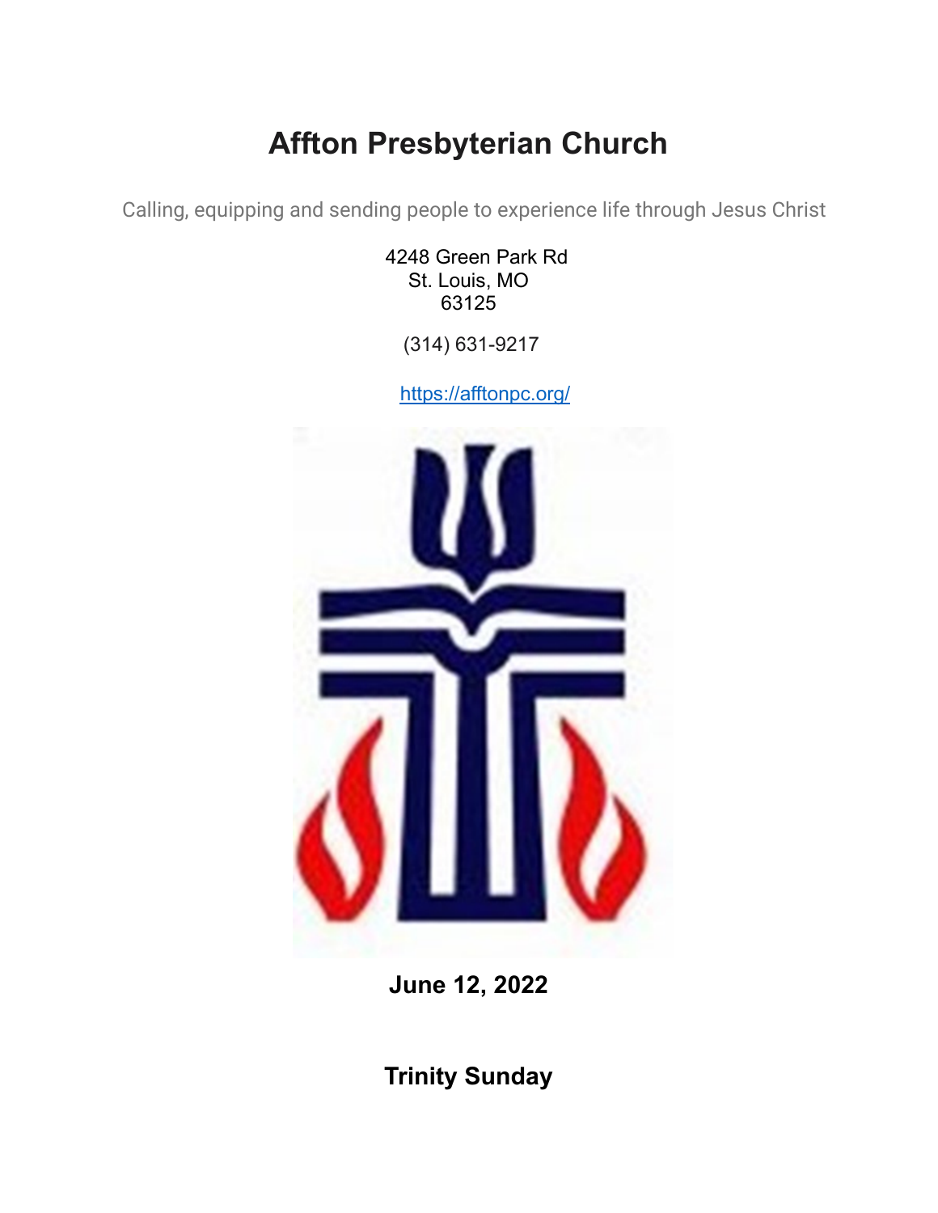# Affton Presbyterian Church

Calling, equipping and sending people to experience life through Jesus Christ

4248 Green Park Rd
St. Louis, MO
63125

(314) 631-9217

https://afftonpc.org/

**June 12, 2022**

**Trinity Sunday**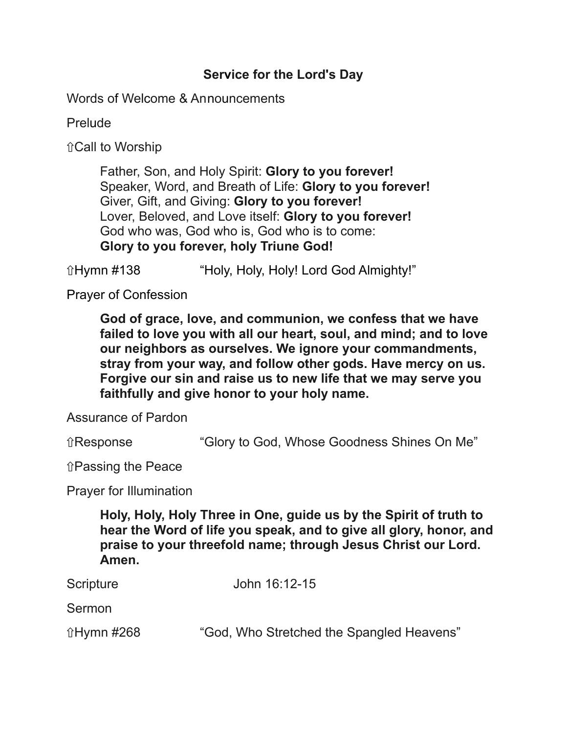# Service for the Lord's Day

Words of Welcome & Announcements

Prelude

⇧Call to Worship

> Father, Son, and Holy Spirit: **Glory to you forever!**
> Speaker, Word, and Breath of Life: **Glory to you forever!**
> Giver, Gift, and Giving: **Glory to you forever!**
> Lover, Beloved, and Love itself: **Glory to you forever!**
> God who was, God who is, God who is to come:
> **Glory to you forever, holy Triune God!**

⇧Hymn #138 "Holy, Holy, Holy! Lord God Almighty!"

Prayer of Confession

> **God of grace, love, and communion, we confess that we have failed to love you with all our heart, soul, and mind; and to love our neighbors as ourselves. We ignore your commandments, stray from your way, and follow other gods. Have mercy on us. Forgive our sin and raise us to new life that we may serve you faithfully and give honor to your holy name.**

Assurance of Pardon

⇧Response "Glory to God, Whose Goodness Shines On Me"

⇧Passing the Peace

Prayer for Illumination

> **Holy, Holy, Holy Three in One, guide us by the Spirit of truth to hear the Word of life you speak, and to give all glory, honor, and praise to your threefold name; through Jesus Christ our Lord. Amen.**

Scripture John 16:12-15

Sermon

⇧Hymn #268 "God, Who Stretched the Spangled Heavens"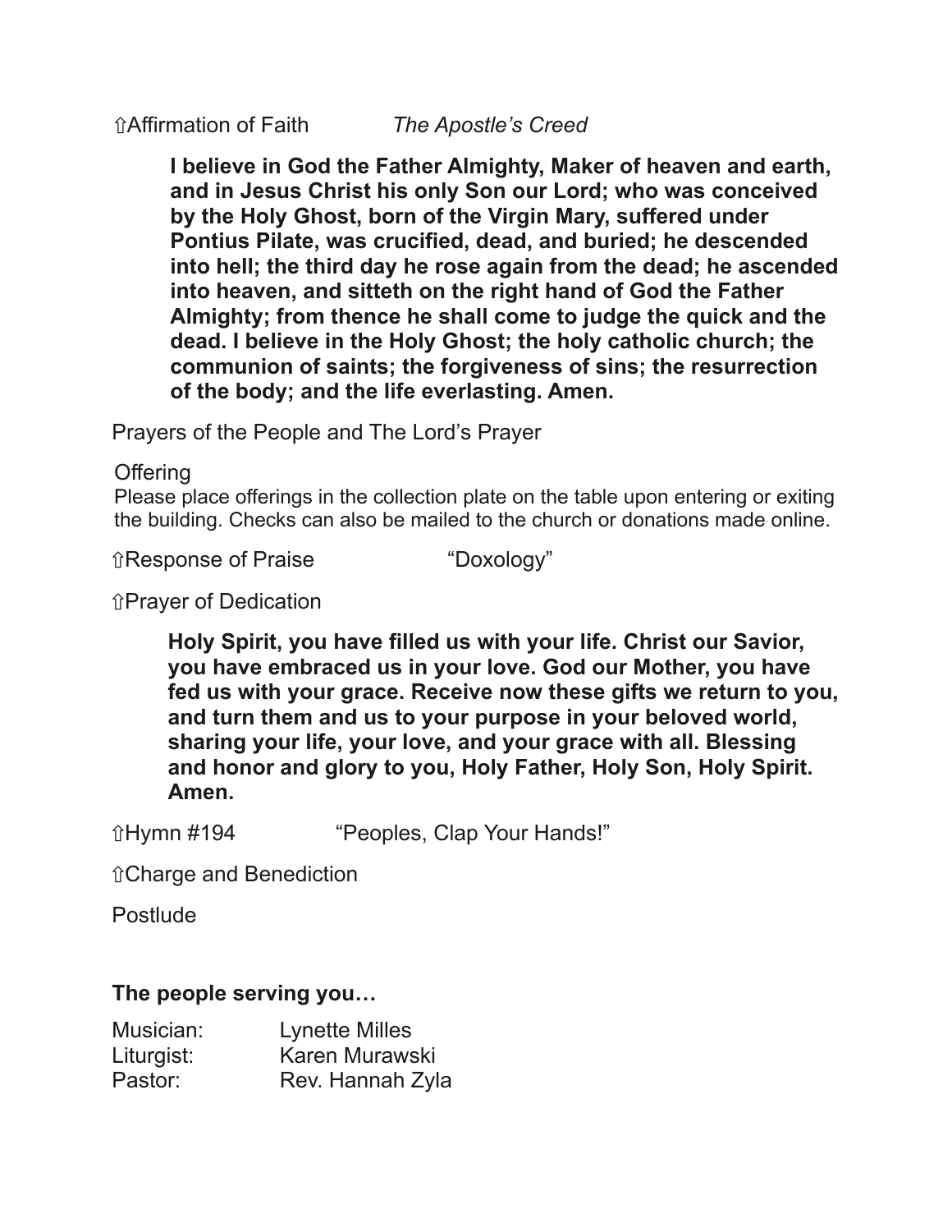⇧Affirmation of Faith *The Apostle's Creed*

**I believe in God the Father Almighty, Maker of heaven and earth, and in Jesus Christ his only Son our Lord; who was conceived by the Holy Ghost, born of the Virgin Mary, suffered under Pontius Pilate, was crucified, dead, and buried; he descended into hell; the third day he rose again from the dead; he ascended into heaven, and sitteth on the right hand of God the Father Almighty; from thence he shall come to judge the quick and the dead. I believe in the Holy Ghost; the holy catholic church; the communion of saints; the forgiveness of sins; the resurrection of the body; and the life everlasting. Amen.**

Prayers of the People and The Lord's Prayer

Offering

Please place offerings in the collection plate on the table upon entering or exiting the building. Checks can also be mailed to the church or donations made online.

⇧Response of Praise "Doxology"

⇧Prayer of Dedication

**Holy Spirit, you have filled us with your life. Christ our Savior, you have embraced us in your love. God our Mother, you have fed us with your grace. Receive now these gifts we return to you, and turn them and us to your purpose in your beloved world, sharing your life, your love, and your grace with all. Blessing and honor and glory to you, Holy Father, Holy Son, Holy Spirit. Amen.**

⇧Hymn #194 "Peoples, Clap Your Hands!"

⇧Charge and Benediction

Postlude

**The people serving you…**

Musician: Lynette Milles
Liturgist: Karen Murawski
Pastor: Rev. Hannah Zyla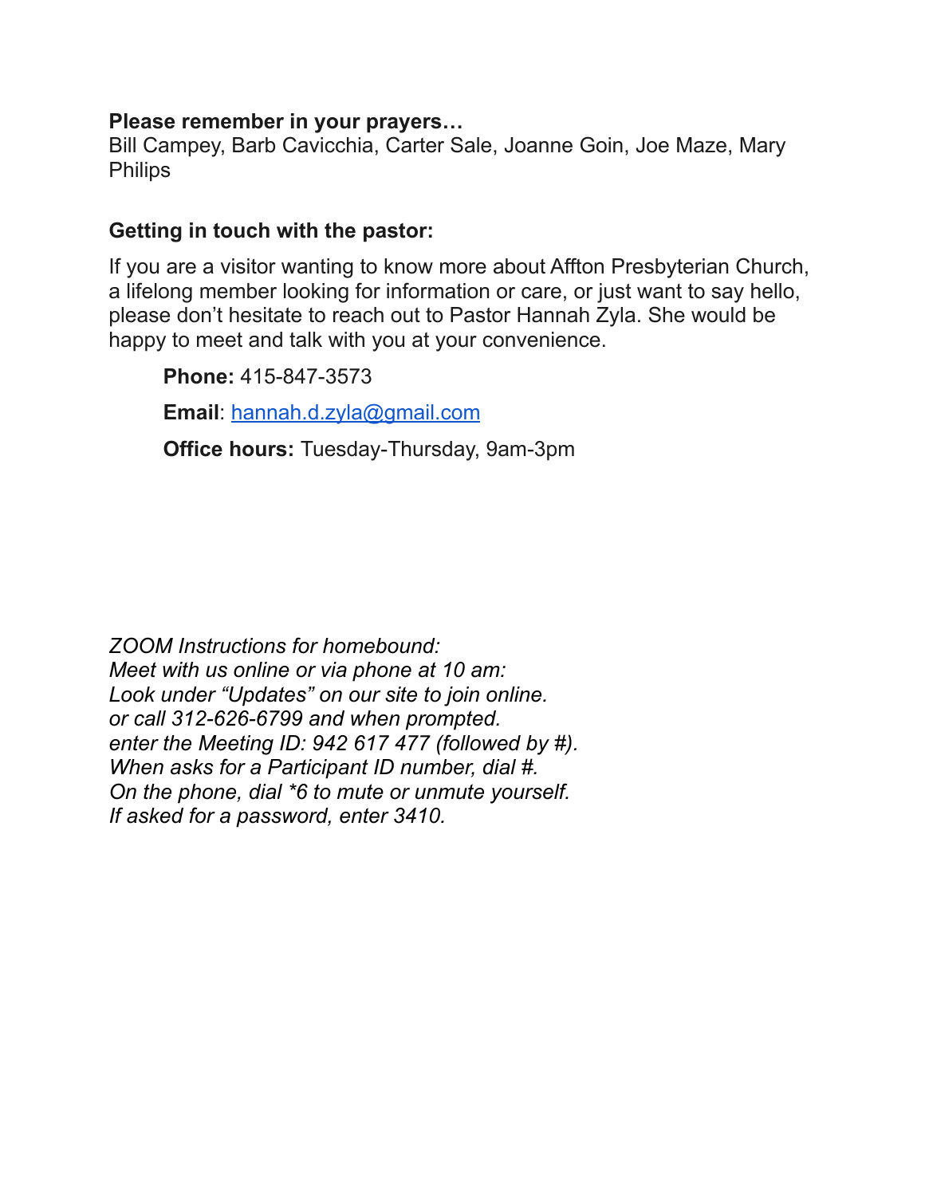**Please remember in your prayers…**
Bill Campey, Barb Cavicchia, Carter Sale, Joanne Goin, Joe Maze, Mary Philips

**Getting in touch with the pastor:**

If you are a visitor wanting to know more about Affton Presbyterian Church, a lifelong member looking for information or care, or just want to say hello, please don't hesitate to reach out to Pastor Hannah Zyla. She would be happy to meet and talk with you at your convenience.

**Phone:** 415-847-3573

**Email**: hannah.d.zyla@gmail.com

**Office hours:** Tuesday-Thursday, 9am-3pm

*ZOOM Instructions for homebound:*
*Meet with us online or via phone at 10 am:*
*Look under "Updates" on our site to join online.*
*or call 312-626-6799 and when prompted.*
*enter the Meeting ID: 942 617 477 (followed by #).*
*When asks for a Participant ID number, dial #.*
*On the phone, dial *6 to mute or unmute yourself.*
*If asked for a password, enter 3410.*